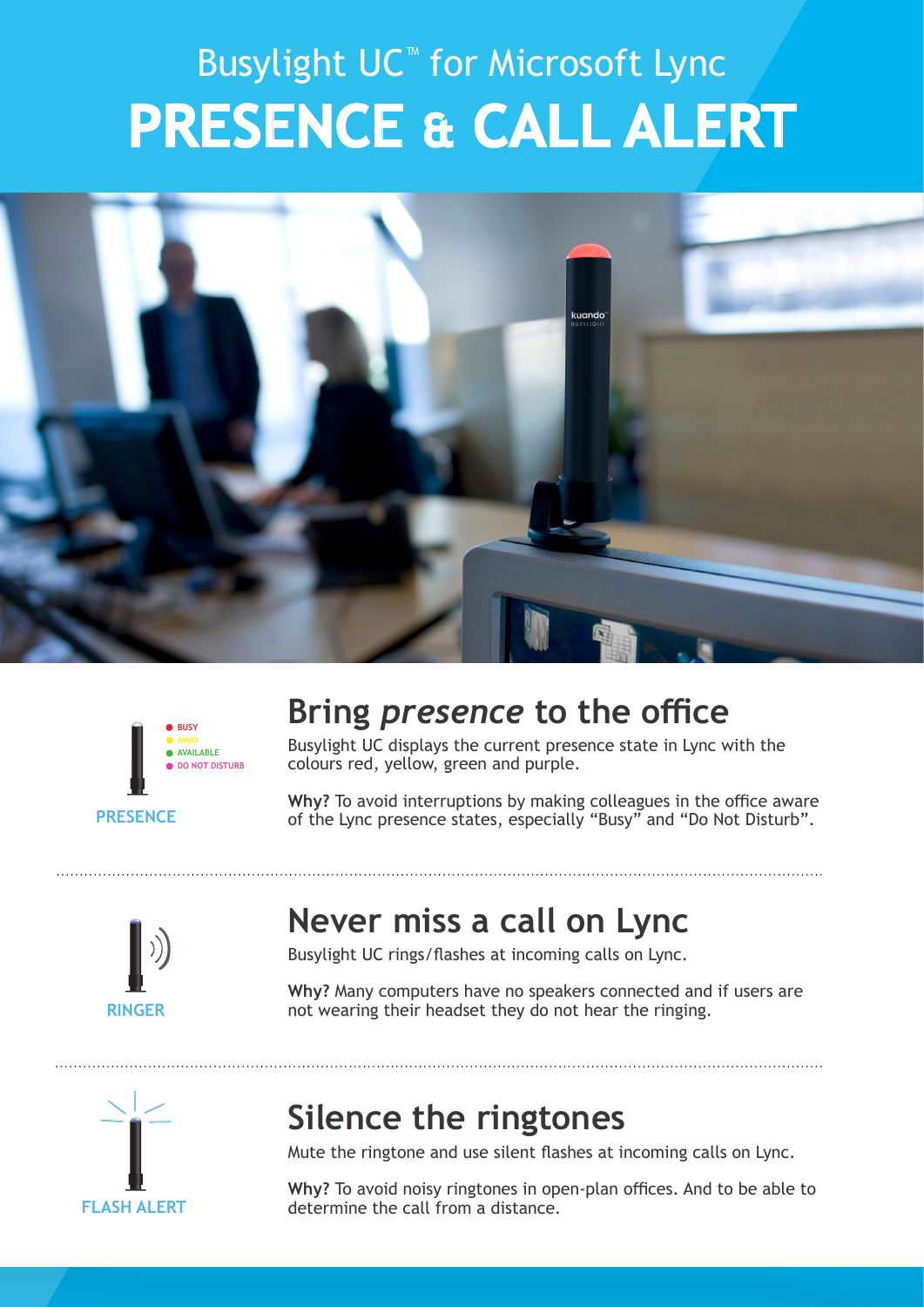Busylight UC™ for Microsoft Lync

# PRESENCE & CALL ALERT

- BUSY
- AWAY
- AVAILABLE
- DO NOT DISTURB

PRESENCE

## Bring *presence* to the office

Busylight UC displays the current presence state in Lync with the colours red, yellow, green and purple.

**Why?** To avoid interruptions by making colleagues in the office aware of the Lync presence states, especially "Busy" and "Do Not Disturb".

RINGER

## Never miss a call on Lync

Busylight UC rings/flashes at incoming calls on Lync.

**Why?** Many computers have no speakers connected and if users are not wearing their headset they do not hear the ringing.

FLASH ALERT

## Silence the ringtones

Mute the ringtone and use silent flashes at incoming calls on Lync.

**Why?** To avoid noisy ringtones in open-plan offices. And to be able to determine the call from a distance.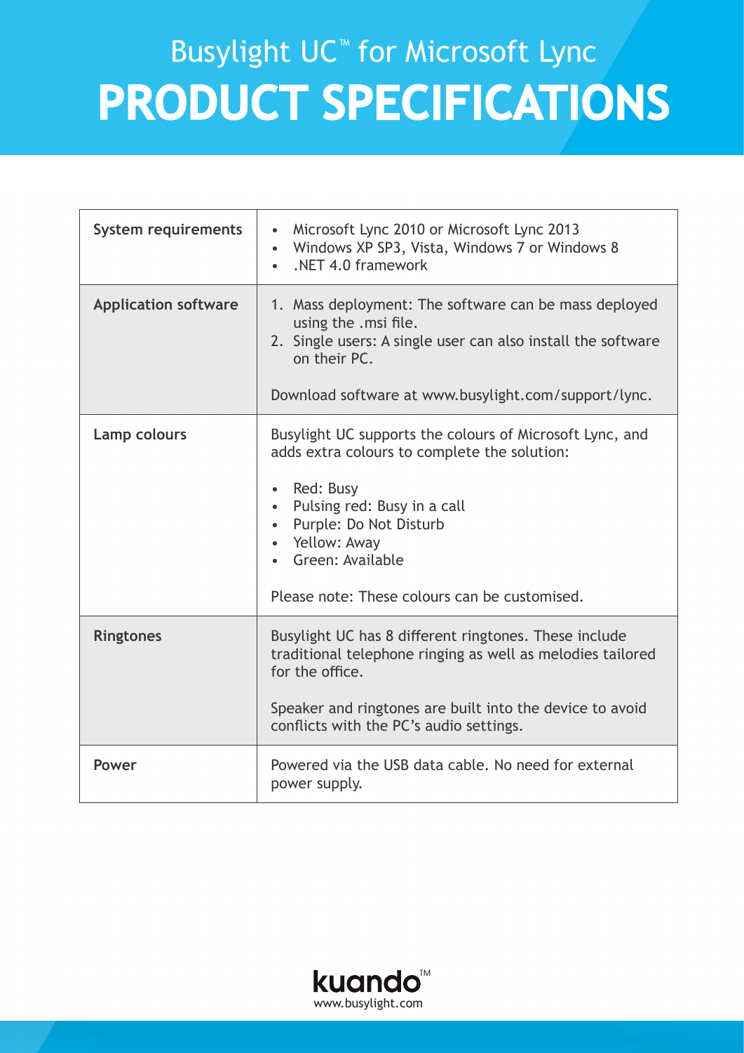# Busylight UC™ for Microsoft Lync

# PRODUCT SPECIFICATIONS

| | |
|---|---|
| **System requirements** | • Microsoft Lync 2010 or Microsoft Lync 2013<br>• Windows XP SP3, Vista, Windows 7 or Windows 8<br>• .NET 4.0 framework |
| **Application software** | 1. Mass deployment: The software can be mass deployed using the .msi file.<br>2. Single users: A single user can also install the software on their PC.<br><br>Download software at www.busylight.com/support/lync. |
| **Lamp colours** | Busylight UC supports the colours of Microsoft Lync, and adds extra colours to complete the solution:<br><br>• Red: Busy<br>• Pulsing red: Busy in a call<br>• Purple: Do Not Disturb<br>• Yellow: Away<br>• Green: Available<br><br>Please note: These colours can be customised. |
| **Ringtones** | Busylight UC has 8 different ringtones. These include traditional telephone ringing as well as melodies tailored for the office.<br><br>Speaker and ringtones are built into the device to avoid conflicts with the PC's audio settings. |
| **Power** | Powered via the USB data cable. No need for external power supply. |

kuando™
www.busylight.com